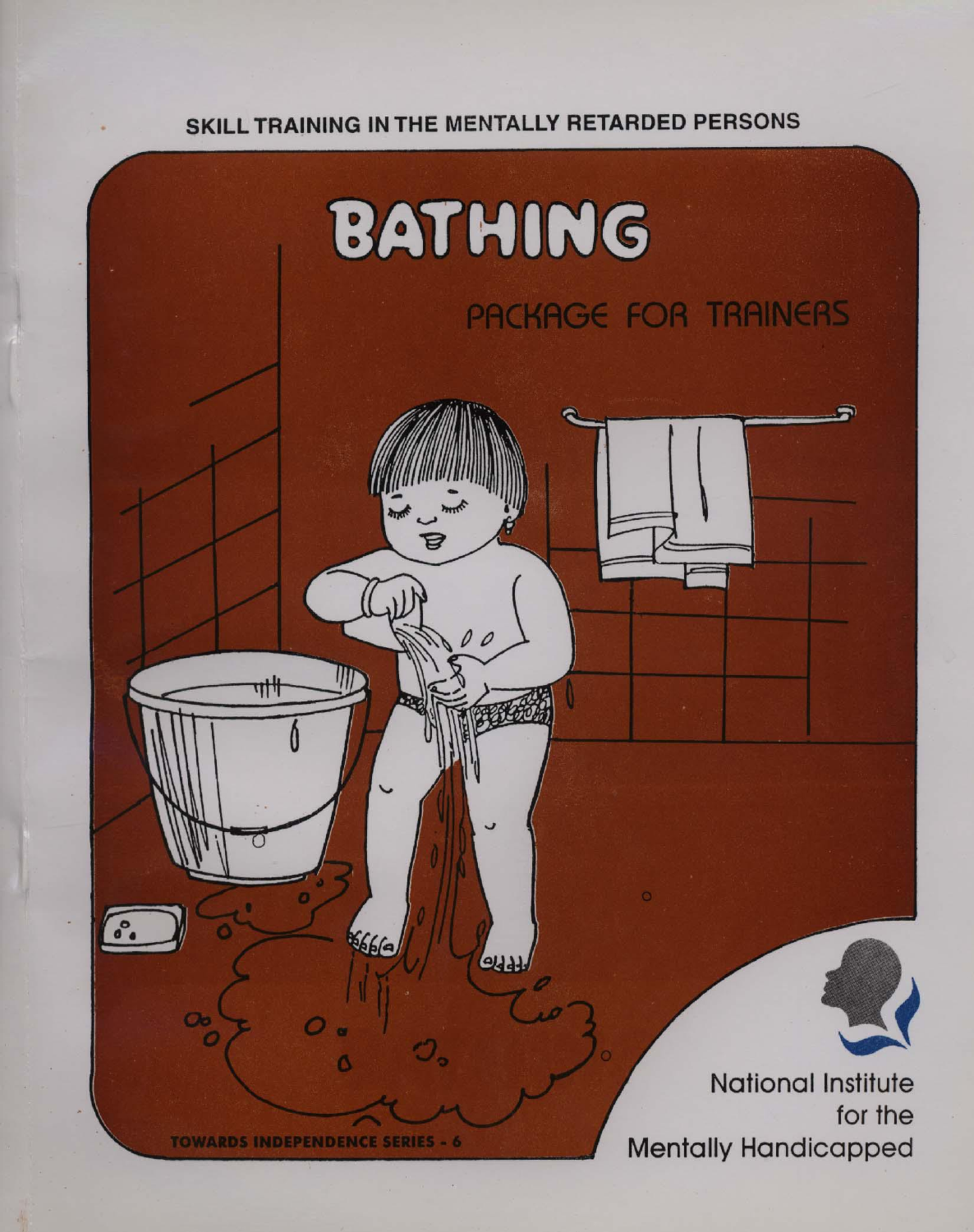SKILL TRAINING IN THE MENTALLY RETARDED PERSONS

# BATHING

## PACKAGE FOR TRAINERS

TOWARDS INDEPENDENCE SERIES - 6

National Institute
for the
Mentally Handicapped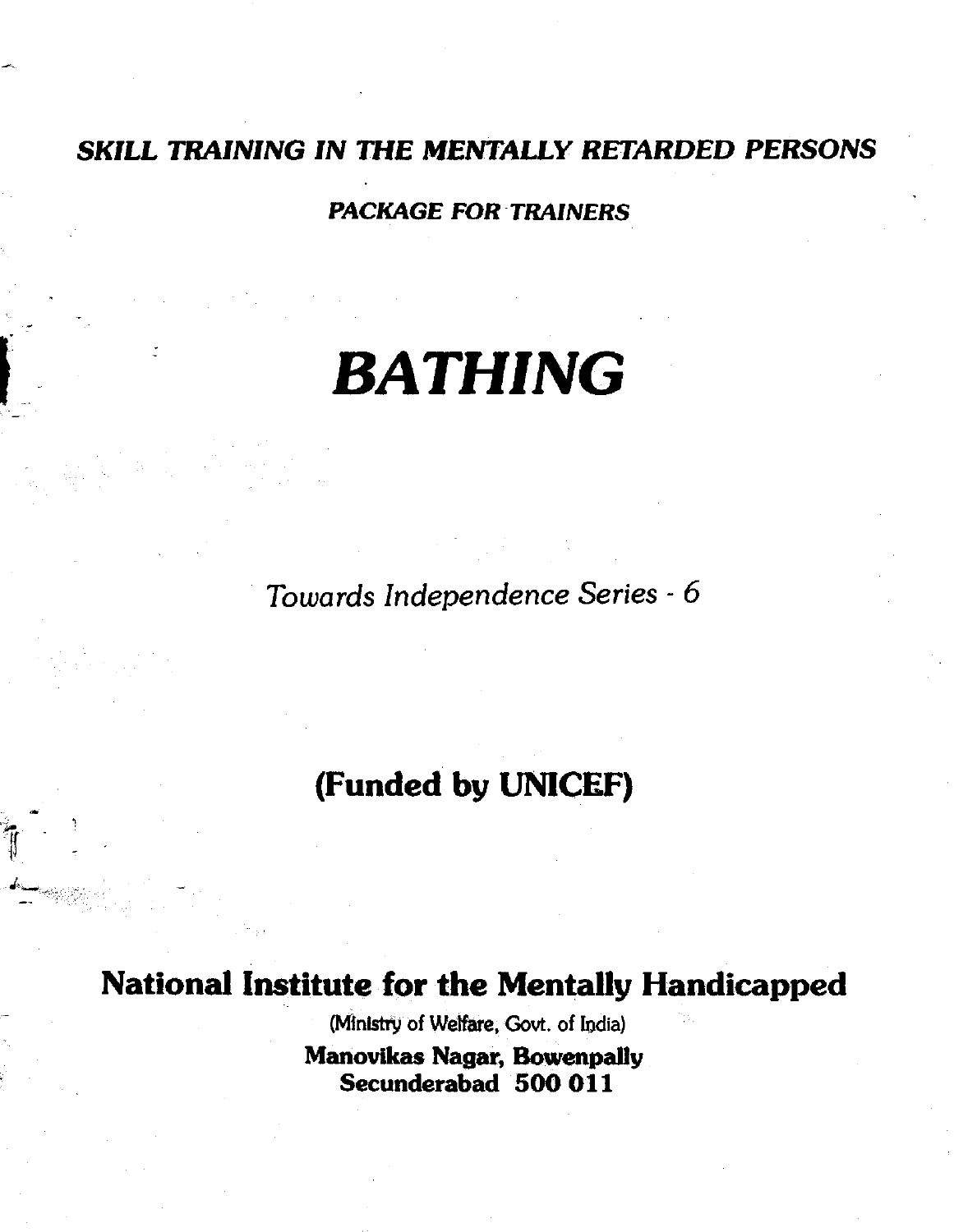***SKILL TRAINING IN THE MENTALLY RETARDED PERSONS***

***PACKAGE FOR TRAINERS***

# *BATHING*

*Towards Independence Series - 6*

**(Funded by UNICEF)**

## National Institute for the Mentally Handicapped

(Ministry of Welfare, Govt. of India)

**Manovikas Nagar, Bowenpally**

**Secunderabad 500 011**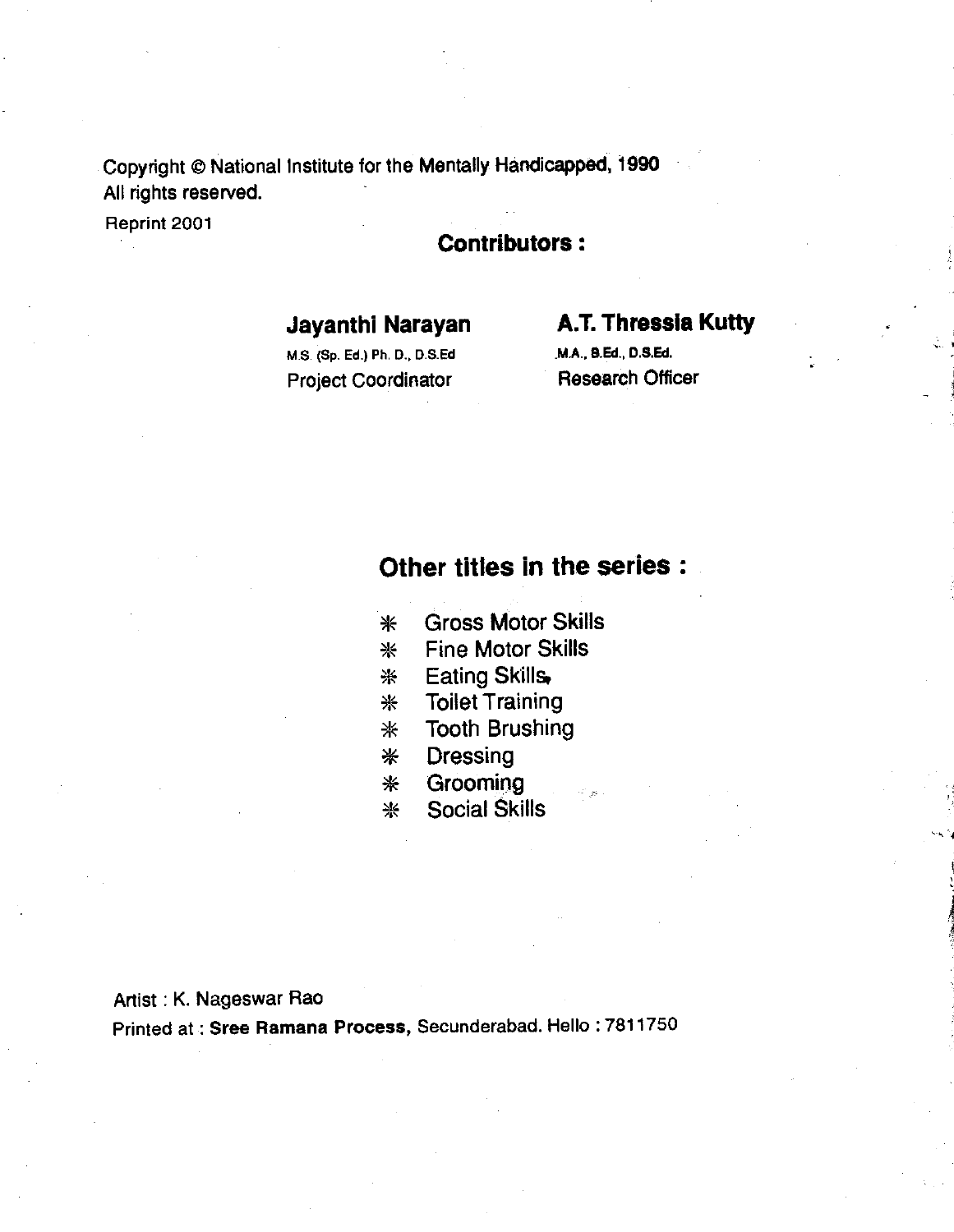Copyright © National Institute for the Mentally Handicapped, 1990
All rights reserved.
Reprint 2001

## Contributors :

**Jayanthi Narayan**
M.S. (Sp. Ed.) Ph. D., D.S.Ed
Project Coordinator

**A.T. Thressia Kutty**
M.A., B.Ed., D.S.Ed.
Research Officer

## Other titles in the series :

- Gross Motor Skills
- Fine Motor Skills
- Eating Skills
- Toilet Training
- Tooth Brushing
- Dressing
- Grooming
- Social Skills

Artist : K. Nageswar Rao
Printed at : **Sree Ramana Process**, Secunderabad. Hello : 7811750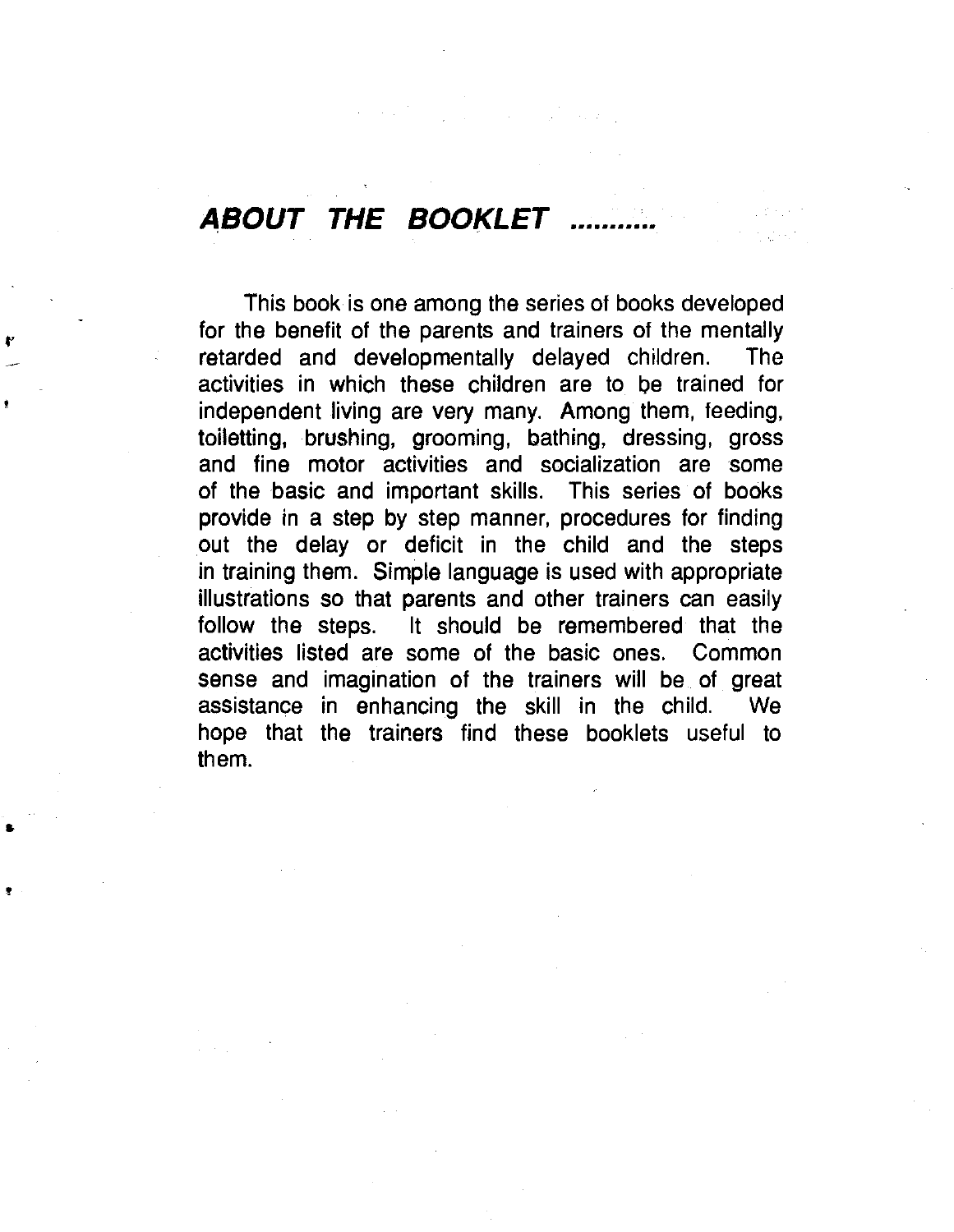## *ABOUT THE BOOKLET ...........*

This book is one among the series of books developed for the benefit of the parents and trainers of the mentally retarded and developmentally delayed children. The activities in which these children are to be trained for independent living are very many. Among them, feeding, toiletting, brushing, grooming, bathing, dressing, gross and fine motor activities and socialization are some of the basic and important skills. This series of books provide in a step by step manner, procedures for finding out the delay or deficit in the child and the steps in training them. Simple language is used with appropriate illustrations so that parents and other trainers can easily follow the steps. It should be remembered that the activities listed are some of the basic ones. Common sense and imagination of the trainers will be of great assistance in enhancing the skill in the child. We hope that the trainers find these booklets useful to them.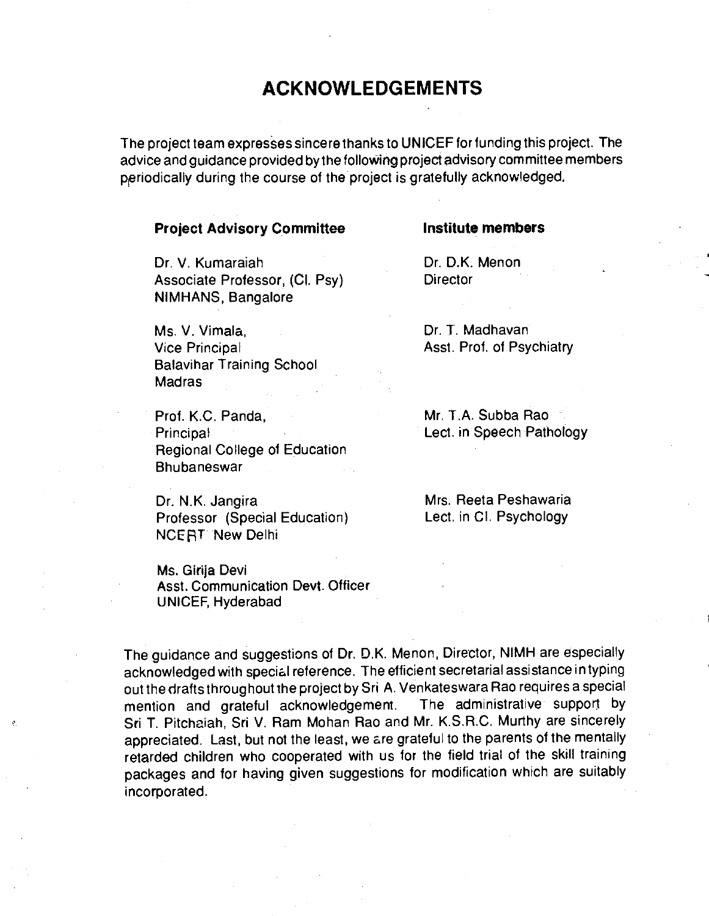# ACKNOWLEDGEMENTS

The project team expresses sincere thanks to UNICEF for funding this project. The advice and guidance provided by the following project advisory committee members periodically during the course of the project is gratefully acknowledged.

**Project Advisory Committee**

Dr. V. Kumaraiah
Associate Professor, (Cl. Psy)
NIMHANS, Bangalore

Ms. V. Vimala,
Vice Principal
Balavihar Training School
Madras

Prof. K.C. Panda,
Principal
Regional College of Education
Bhubaneswar

Dr. N.K. Jangira
Professor (Special Education)
NCERT New Delhi

Ms. Girija Devi
Asst. Communication Devt. Officer
UNICEF, Hyderabad

**Institute members**

Dr. D.K. Menon
Director

Dr. T. Madhavan
Asst. Prof. of Psychiatry

Mr. T.A. Subba Rao
Lect. in Speech Pathology

Mrs. Reeta Peshawaria
Lect. in Cl. Psychology

The guidance and suggestions of Dr. D.K. Menon, Director, NIMH are especially acknowledged with special reference. The efficient secretarial assistance in typing out the drafts throughout the project by Sri A. Venkateswara Rao requires a special mention and grateful acknowledgement. The administrative support by Sri T. Pitchaiah, Sri V. Ram Mohan Rao and Mr. K.S.R.C. Murthy are sincerely appreciated. Last, but not the least, we are grateful to the parents of the mentally retarded children who cooperated with us for the field trial of the skill training packages and for having given suggestions for modification which are suitably incorporated.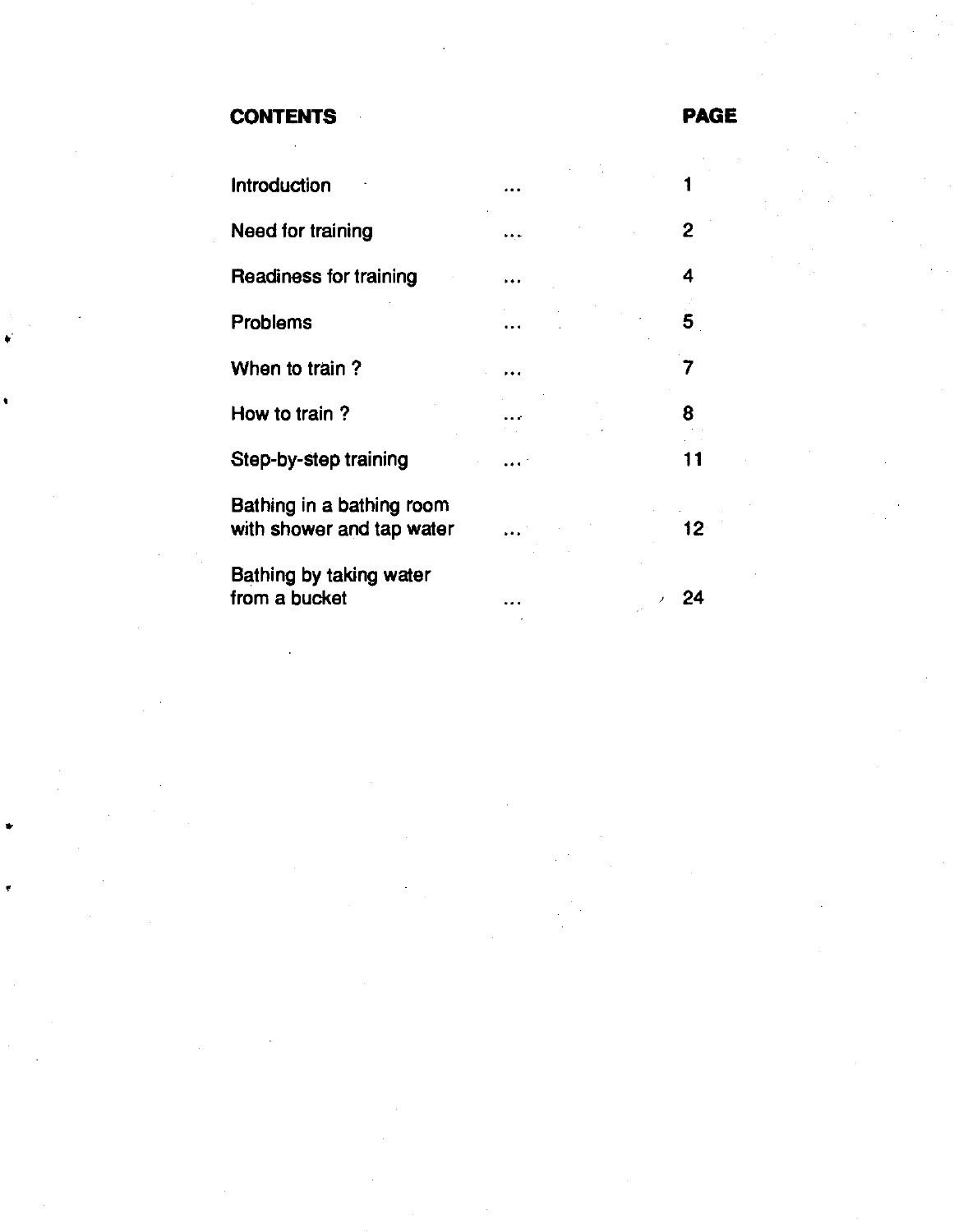| **CONTENTS** | | **PAGE** |
|---|---|---|
| Introduction | ... | 1 |
| Need for training | ... | 2 |
| Readiness for training | ... | 4 |
| Problems | ... | 5 |
| When to train ? | ... | 7 |
| How to train ? | ... | 8 |
| Step-by-step training | ... | 11 |
| Bathing in a bathing room with shower and tap water | ... | 12 |
| Bathing by taking water from a bucket | ... | 24 |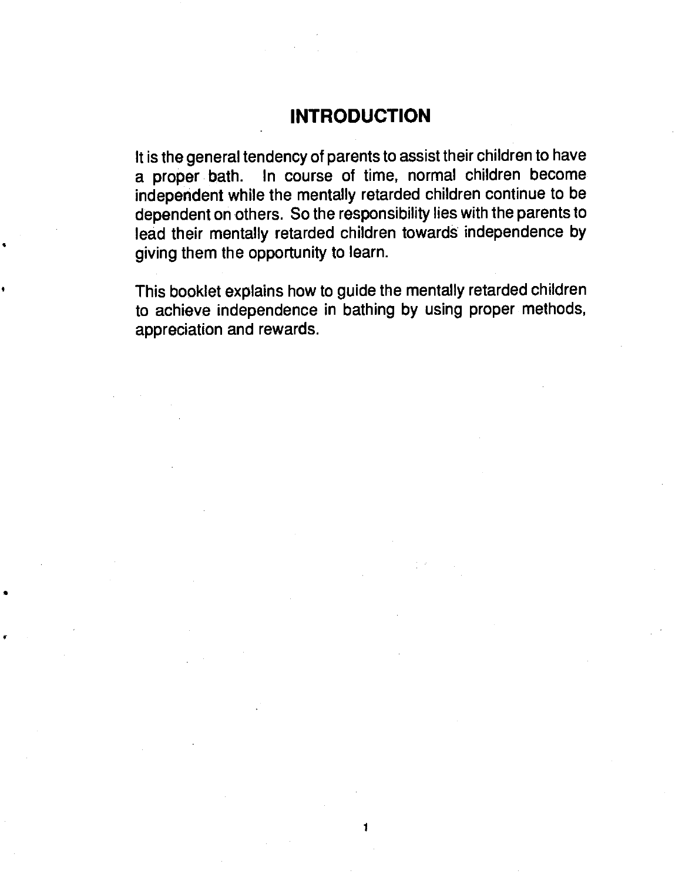# INTRODUCTION

It is the general tendency of parents to assist their children to have a proper bath. In course of time, normal children become independent while the mentally retarded children continue to be dependent on others. So the responsibility lies with the parents to lead their mentally retarded children towards independence by giving them the opportunity to learn.

This booklet explains how to guide the mentally retarded children to achieve independence in bathing by using proper methods, appreciation and rewards.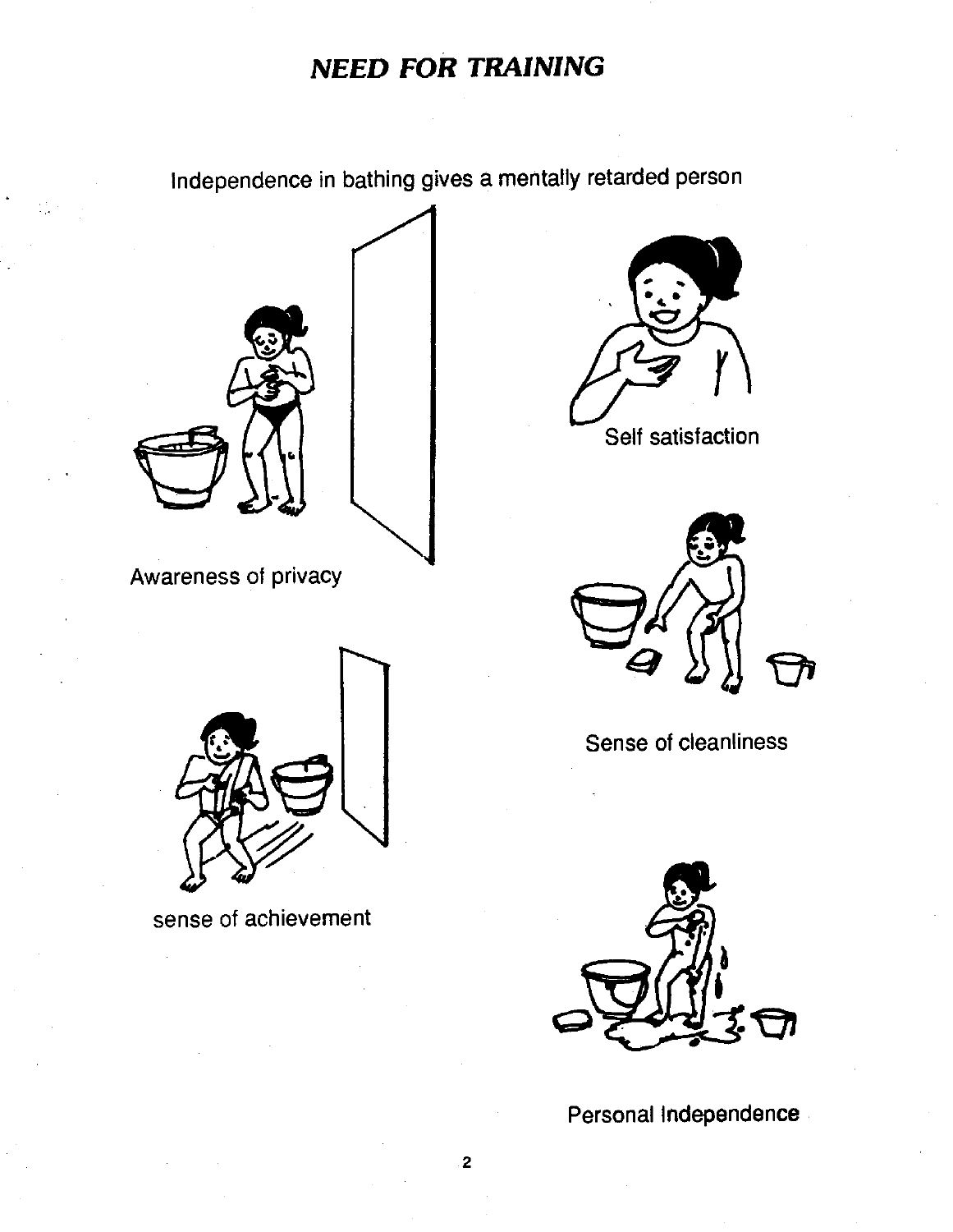# *NEED FOR TRAINING*

Independence in bathing gives a mentally retarded person

Awareness of privacy

Self satisfaction

Sense of cleanliness

sense of achievement

Personal Independence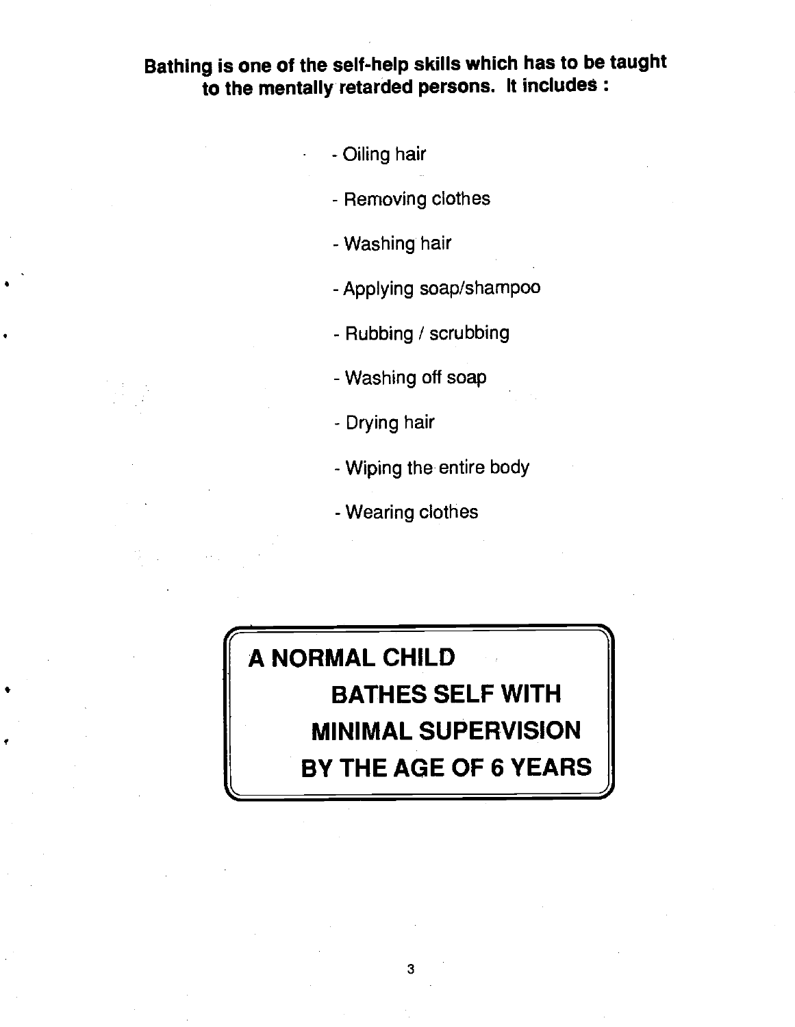**Bathing is one of the self-help skills which has to be taught to the mentally retarded persons. It includes :**

- Oiling hair
- Removing clothes
- Washing hair
- Applying soap/shampoo
- Rubbing / scrubbing
- Washing off soap
- Drying hair
- Wiping the entire body
- Wearing clothes

**A NORMAL CHILD BATHES SELF WITH MINIMAL SUPERVISION BY THE AGE OF 6 YEARS**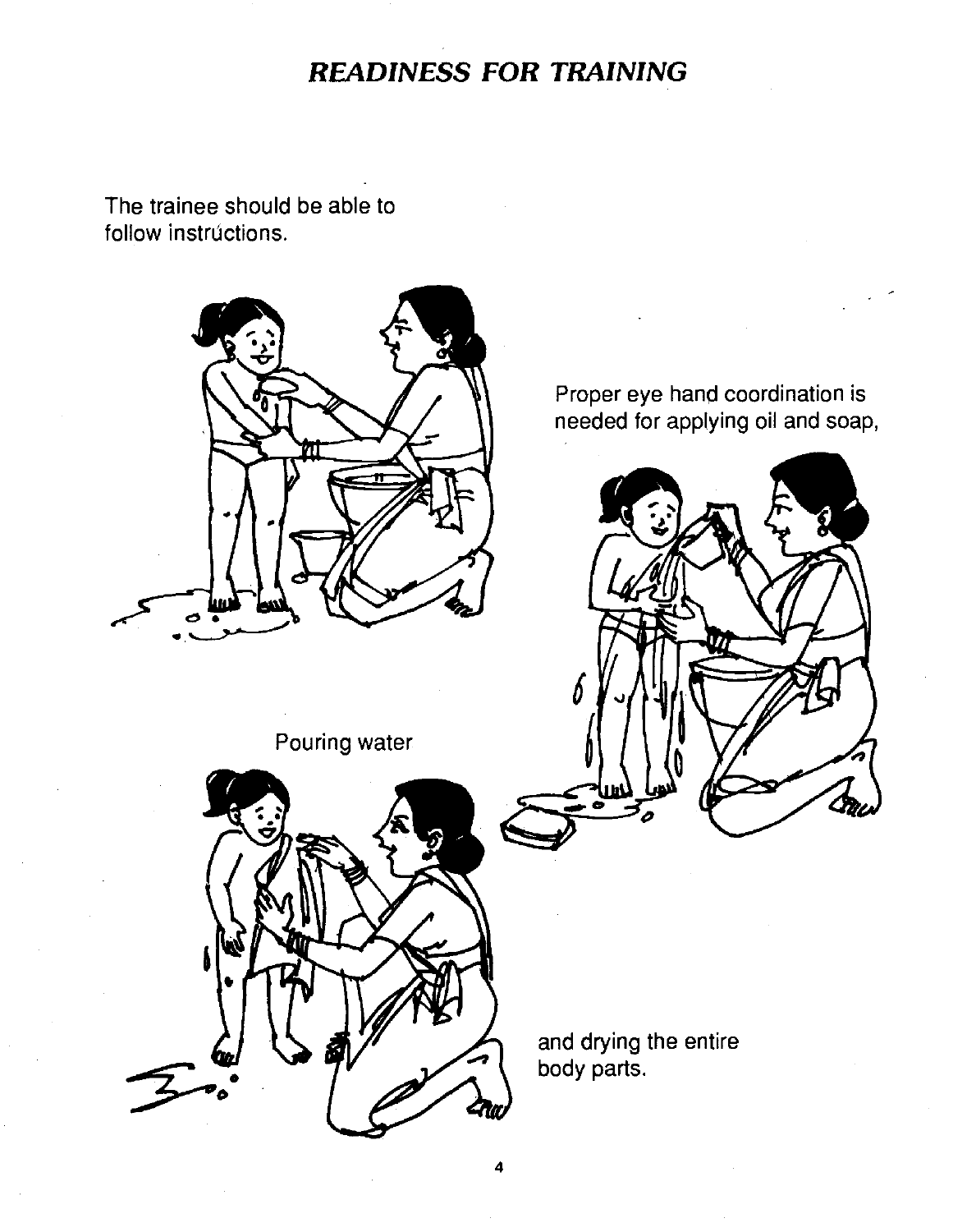## *READINESS FOR TRAINING*

The trainee should be able to follow instructions.

Proper eye hand coordination is needed for applying oil and soap,

Pouring water

and drying the entire body parts.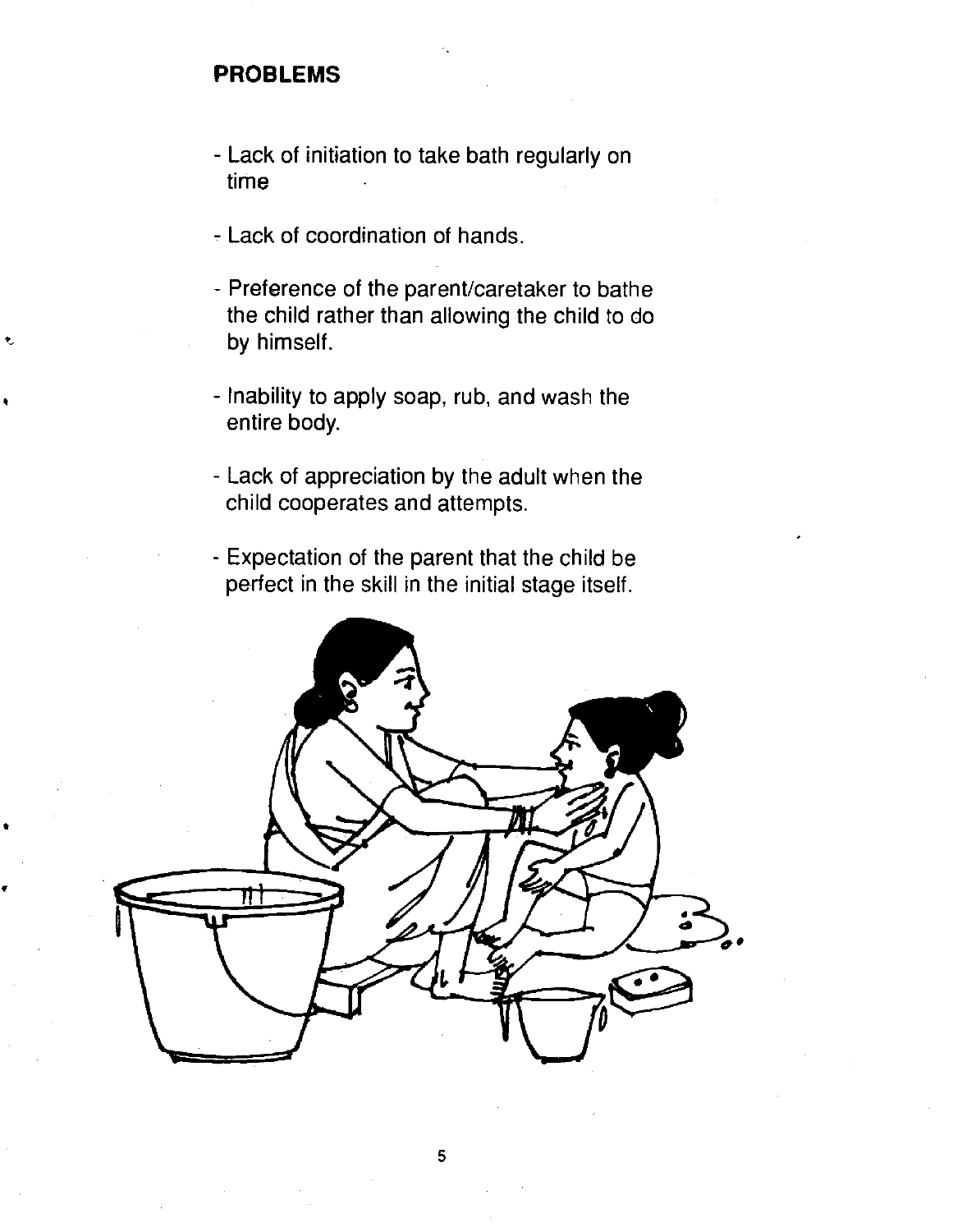## PROBLEMS

- Lack of initiation to take bath regularly on time

- Lack of coordination of hands.

- Preference of the parent/caretaker to bathe the child rather than allowing the child to do by himself.

- Inability to apply soap, rub, and wash the entire body.

- Lack of appreciation by the adult when the child cooperates and attempts.

- Expectation of the parent that the child be perfect in the skill in the initial stage itself.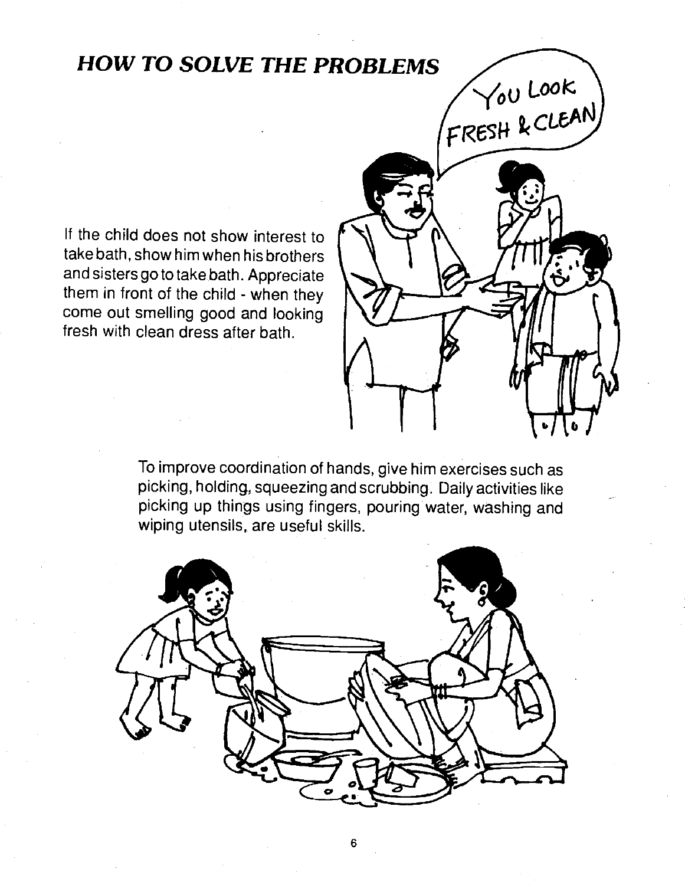## HOW TO SOLVE THE PROBLEMS

If the child does not show interest to take bath, show him when his brothers and sisters go to take bath. Appreciate them in front of the child - when they come out smelling good and looking fresh with clean dress after bath.

To improve coordination of hands, give him exercises such as picking, holding, squeezing and scrubbing. Daily activities like picking up things using fingers, pouring water, washing and wiping utensils, are useful skills.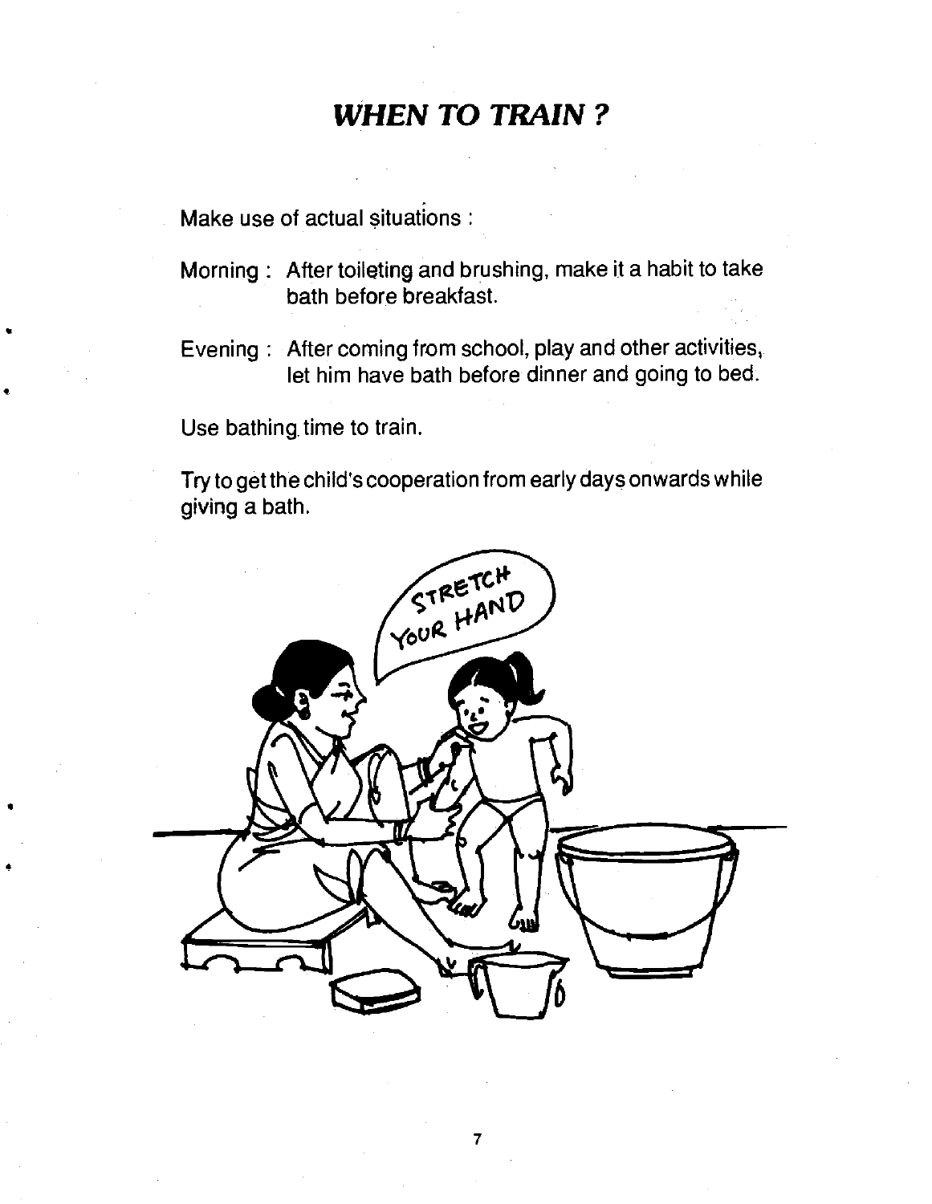# *WHEN TO TRAIN ?*

Make use of actual situations :

Morning : After toileting and brushing, make it a habit to take bath before breakfast.

Evening : After coming from school, play and other activities, let him have bath before dinner and going to bed.

Use bathing time to train.

Try to get the child's cooperation from early days onwards while giving a bath.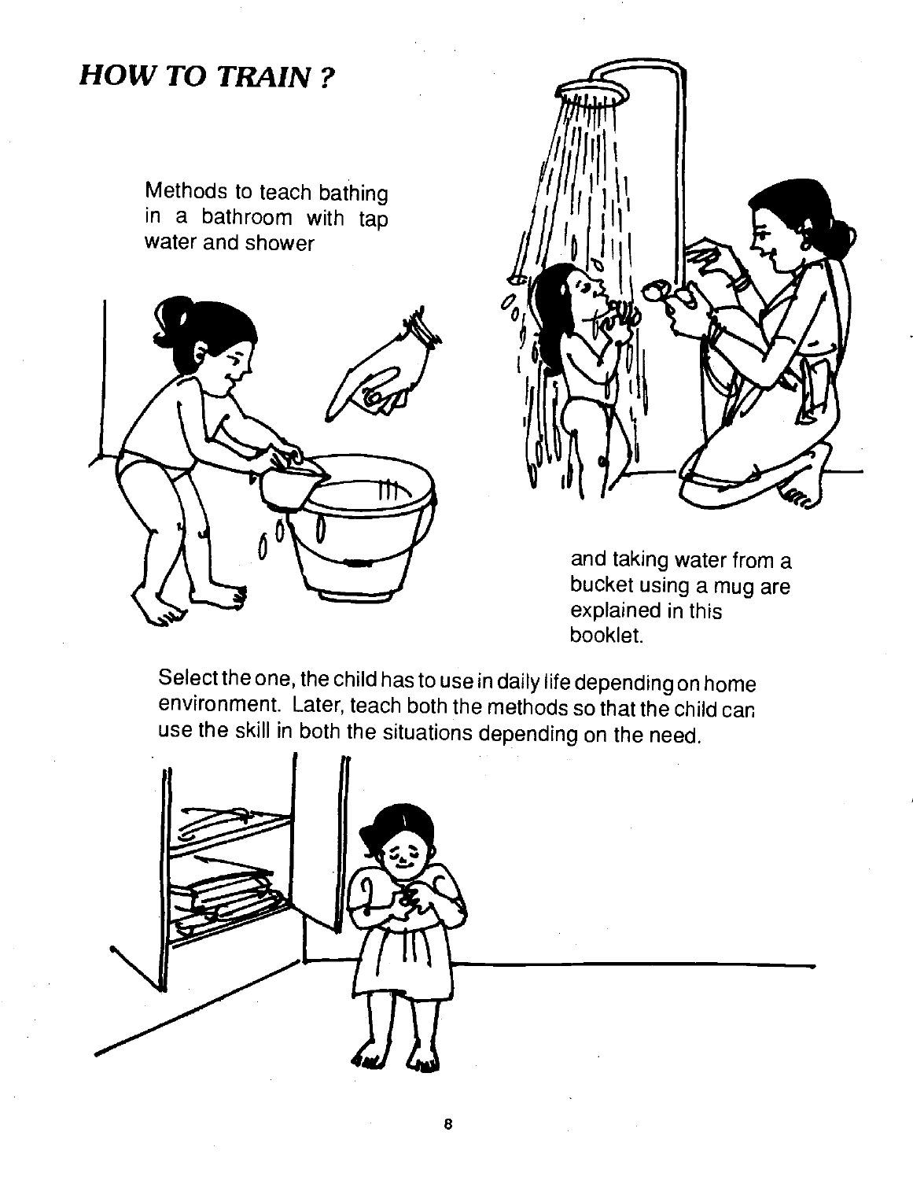## *HOW TO TRAIN ?*

Methods to teach bathing in a bathroom with tap water and shower and taking water from a bucket using a mug are explained in this booklet.

Select the one, the child has to use in daily life depending on home environment. Later, teach both the methods so that the child can use the skill in both the situations depending on the need.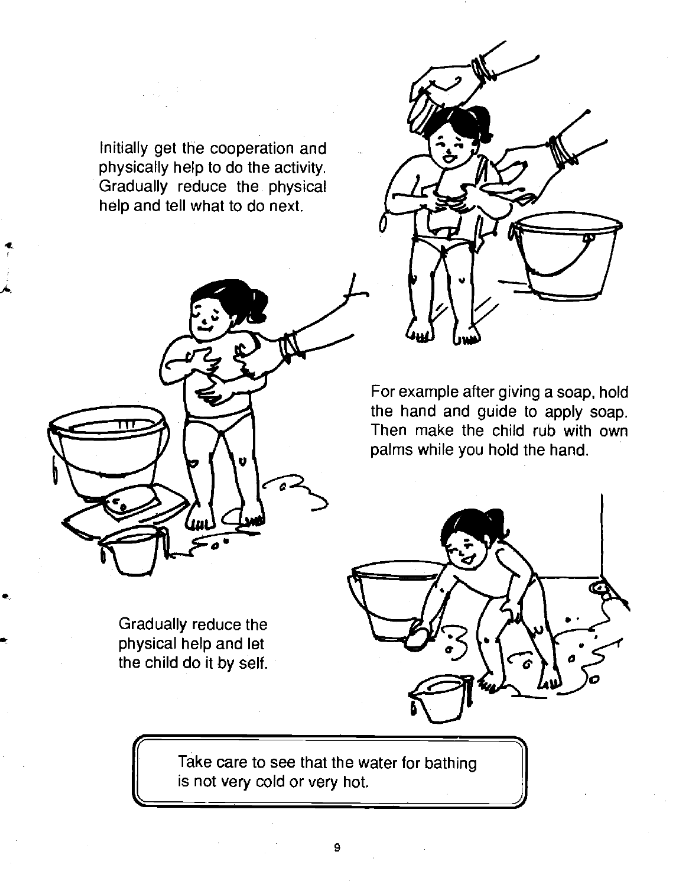Initially get the cooperation and physically help to do the activity. Gradually reduce the physical help and tell what to do next.

For example after giving a soap, hold the hand and guide to apply soap. Then make the child rub with own palms while you hold the hand.

Gradually reduce the physical help and let the child do it by self.

> Take care to see that the water for bathing is not very cold or very hot.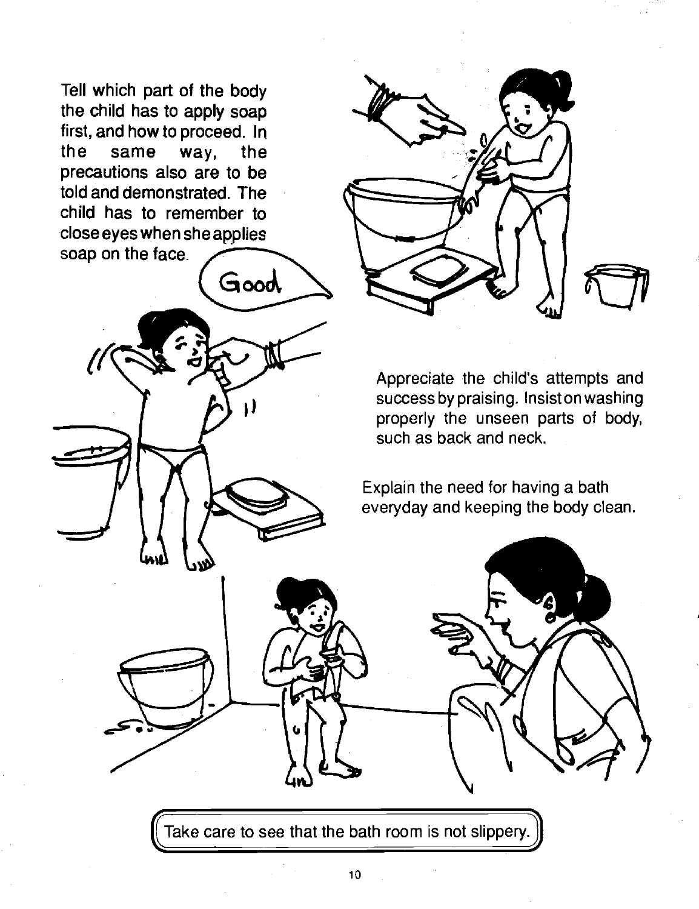Tell which part of the body the child has to apply soap first, and how to proceed. In the same way, the precautions also are to be told and demonstrated. The child has to remember to close eyes when she applies soap on the face.

Appreciate the child's attempts and success by praising. Insist on washing properly the unseen parts of body, such as back and neck.

Explain the need for having a bath everyday and keeping the body clean.

Take care to see that the bath room is not slippery.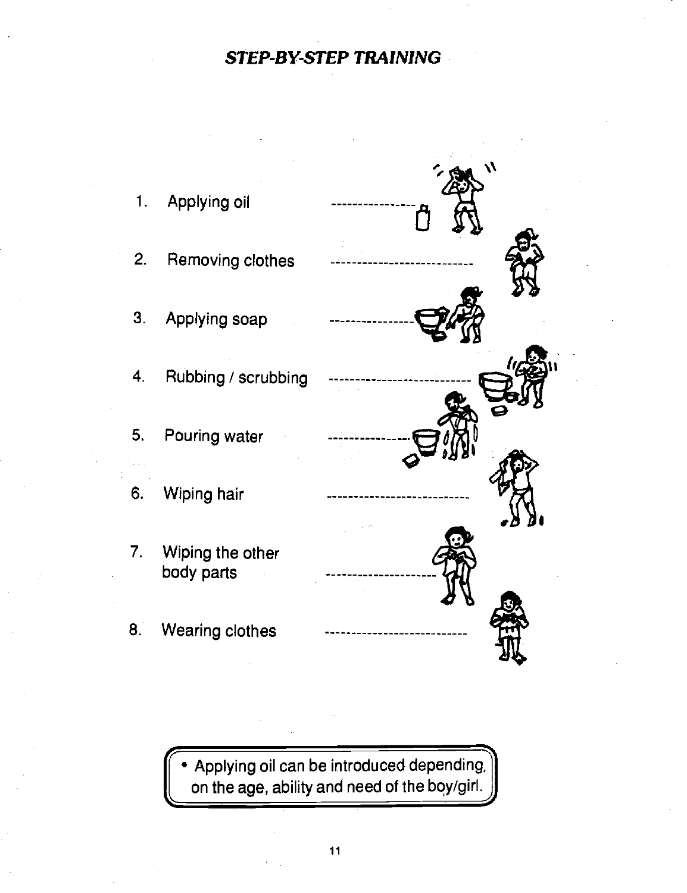# *STEP-BY-STEP TRAINING*

1. Applying oil
2. Removing clothes
3. Applying soap
4. Rubbing / scrubbing
5. Pouring water
6. Wiping hair
7. Wiping the other body parts
8. Wearing clothes

- Applying oil can be introduced depending, on the age, ability and need of the boy/girl.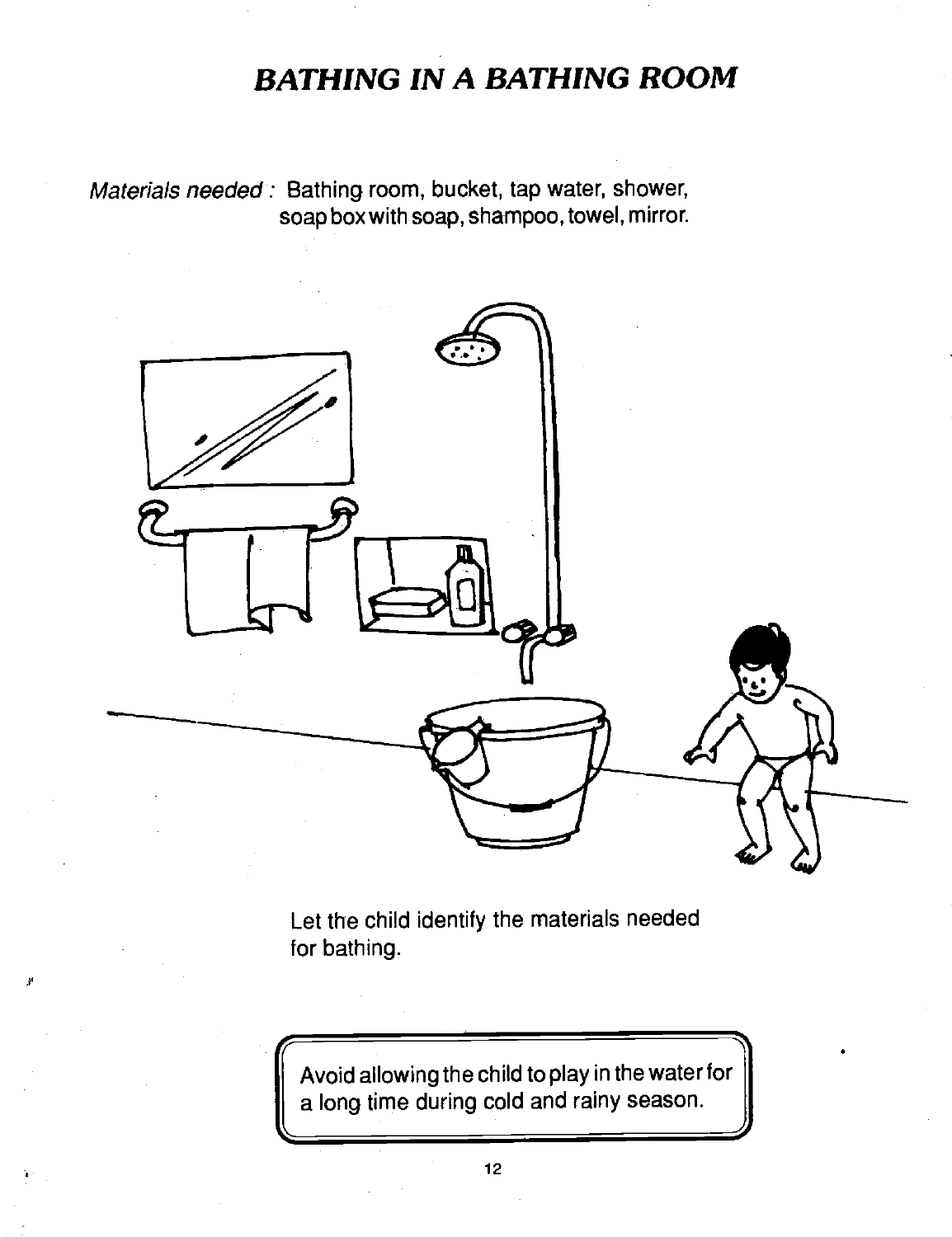# BATHING IN A BATHING ROOM

*Materials needed :* Bathing room, bucket, tap water, shower, soap box with soap, shampoo, towel, mirror.

Let the child identify the materials needed for bathing.

> Avoid allowing the child to play in the water for a long time during cold and rainy season.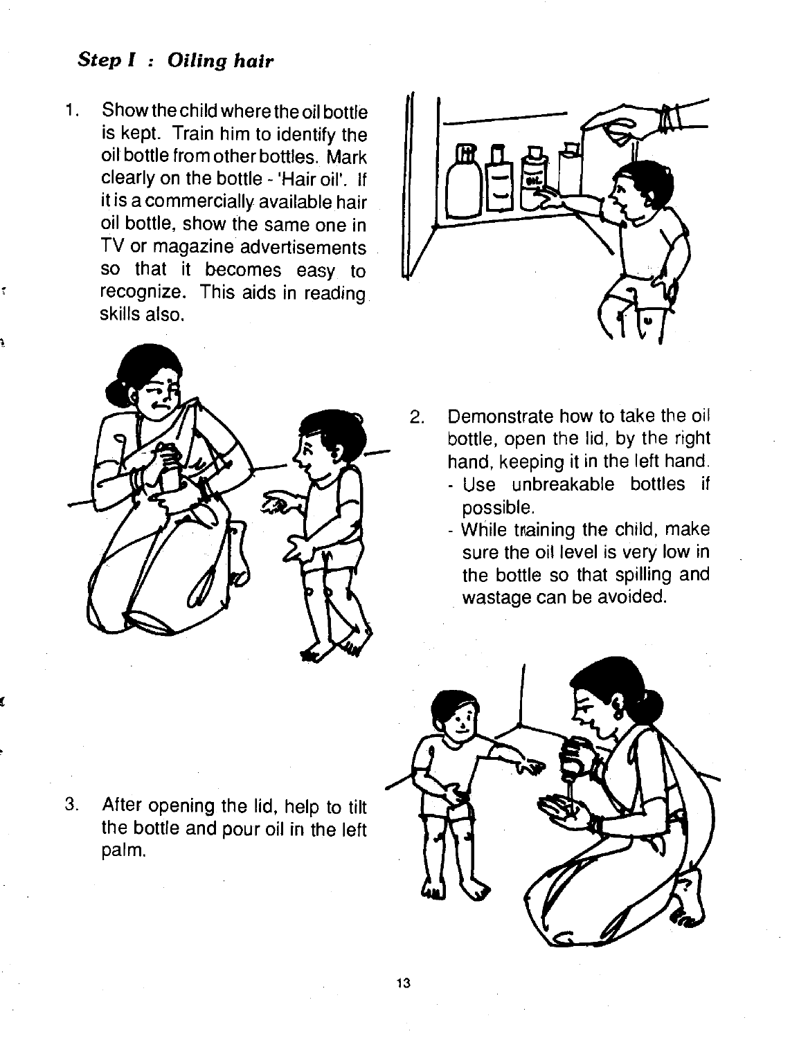### *Step I : Oiling hair*

1. Show the child where the oil bottle is kept. Train him to identify the oil bottle from other bottles. Mark clearly on the bottle - 'Hair oil'. If it is a commercially available hair oil bottle, show the same one in TV or magazine advertisements so that it becomes easy to recognize. This aids in reading skills also.

2. Demonstrate how to take the oil bottle, open the lid, by the right hand, keeping it in the left hand.
   - Use unbreakable bottles if possible.
   - While training the child, make sure the oil level is very low in the bottle so that spilling and wastage can be avoided.

3. After opening the lid, help to tilt the bottle and pour oil in the left palm.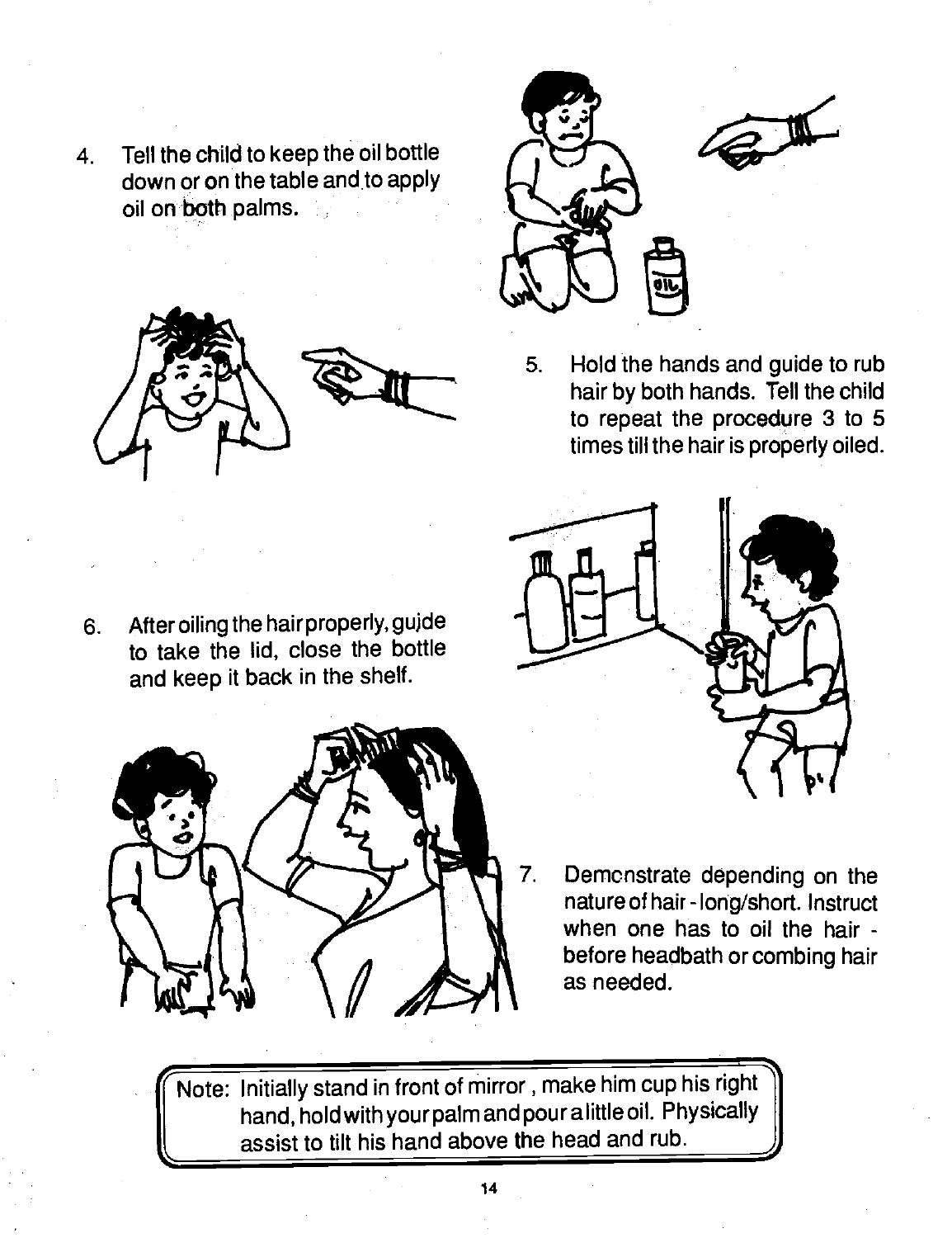4. Tell the child to keep the oil bottle down or on the table and to apply oil on both palms.

5. Hold the hands and guide to rub hair by both hands. Tell the child to repeat the procedure 3 to 5 times till the hair is properly oiled.

6. After oiling the hair properly, guide to take the lid, close the bottle and keep it back in the shelf.

7. Demonstrate depending on the nature of hair - long/short. Instruct when one has to oil the hair - before headbath or combing hair as needed.

Note: Initially stand in front of mirror , make him cup his right hand, hold with your palm and pour a little oil. Physically assist to tilt his hand above the head and rub.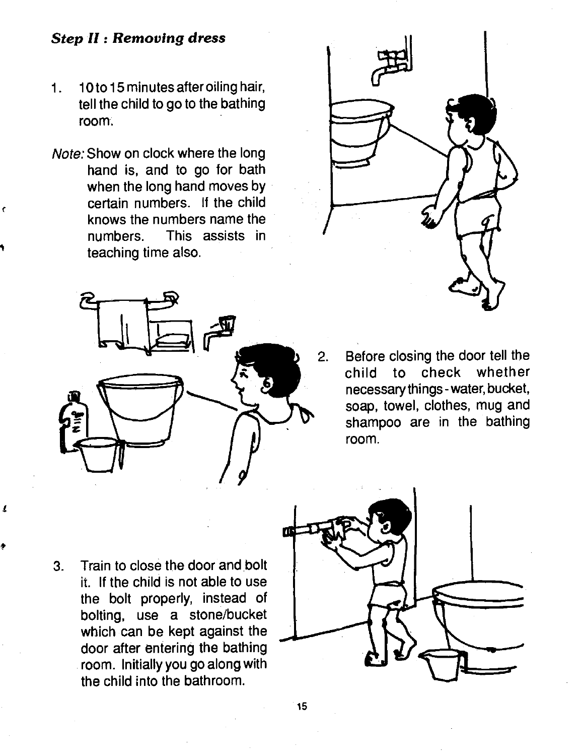### *Step II : Removing dress*

1. 10 to 15 minutes after oiling hair, tell the child to go to the bathing room.

*Note:* Show on clock where the long hand is, and to go for bath when the long hand moves by certain numbers. If the child knows the numbers name the numbers. This assists in teaching time also.

2. Before closing the door tell the child to check whether necessary things - water, bucket, soap, towel, clothes, mug and shampoo are in the bathing room.

3. Train to close the door and bolt it. If the child is not able to use the bolt properly, instead of bolting, use a stone/bucket which can be kept against the door after entering the bathing room. Initially you go along with the child into the bathroom.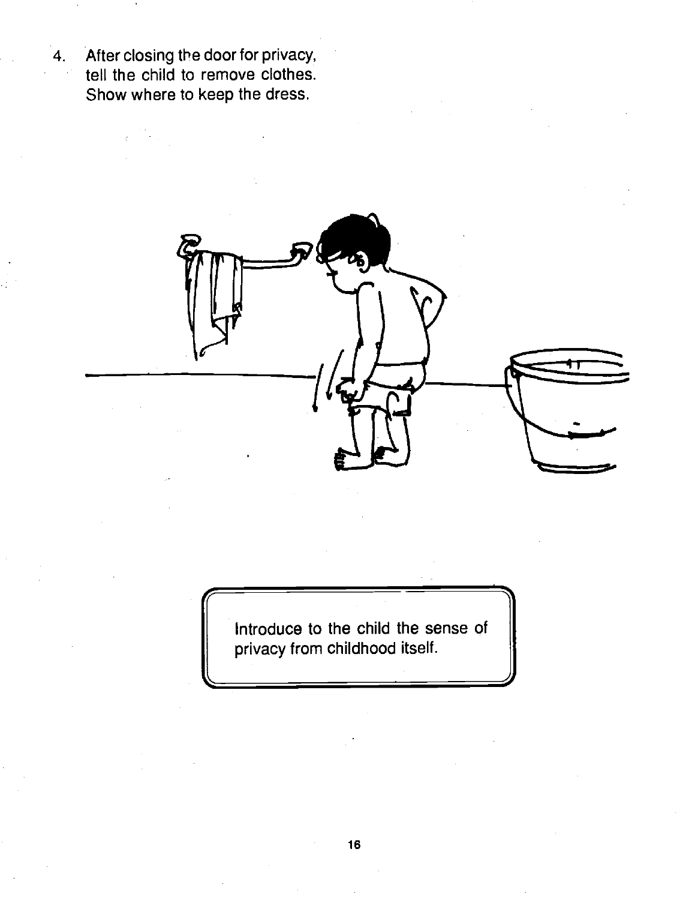4. After closing the door for privacy, tell the child to remove clothes. Show where to keep the dress.

Introduce to the child the sense of privacy from childhood itself.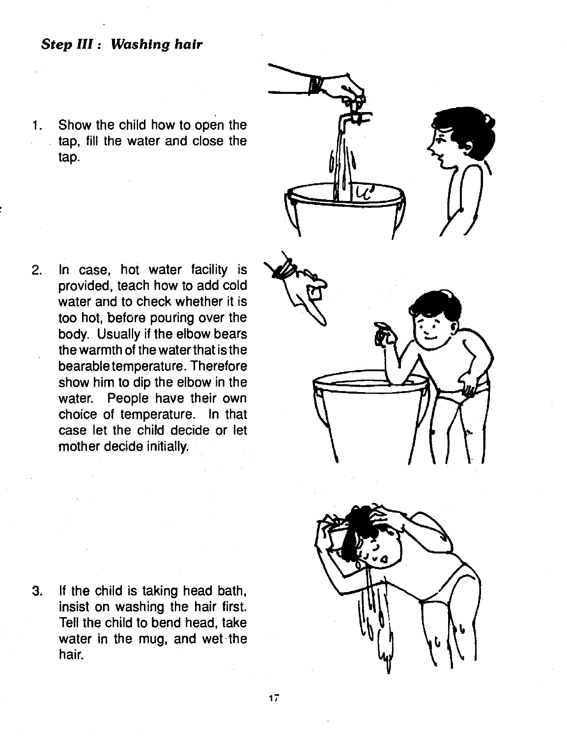### *Step III : Washing hair*

1. Show the child how to open the tap, fill the water and close the tap.

2. In case, hot water facility is provided, teach how to add cold water and to check whether it is too hot, before pouring over the body. Usually if the elbow bears the warmth of the water that is the bearable temperature. Therefore show him to dip the elbow in the water. People have their own choice of temperature. In that case let the child decide or let mother decide initially.

3. If the child is taking head bath, insist on washing the hair first. Tell the child to bend head, take water in the mug, and wet the hair.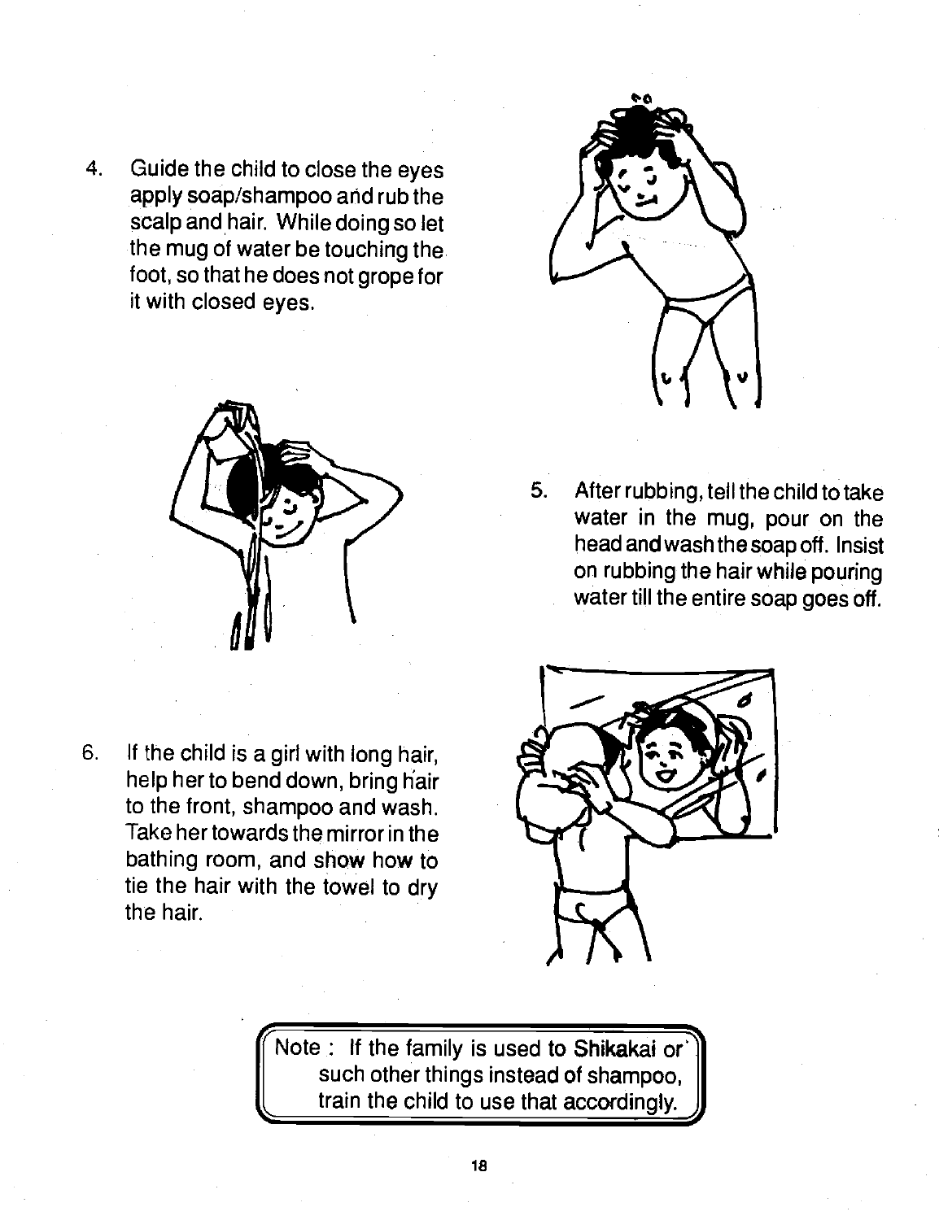4. Guide the child to close the eyes apply soap/shampoo and rub the scalp and hair. While doing so let the mug of water be touching the foot, so that he does not grope for it with closed eyes.

5. After rubbing, tell the child to take water in the mug, pour on the head and wash the soap off. Insist on rubbing the hair while pouring water till the entire soap goes off.

6. If the child is a girl with long hair, help her to bend down, bring hair to the front, shampoo and wash. Take her towards the mirror in the bathing room, and show how to tie the hair with the towel to dry the hair.

> Note : If the family is used to Shikakai or such other things instead of shampoo, train the child to use that accordingly.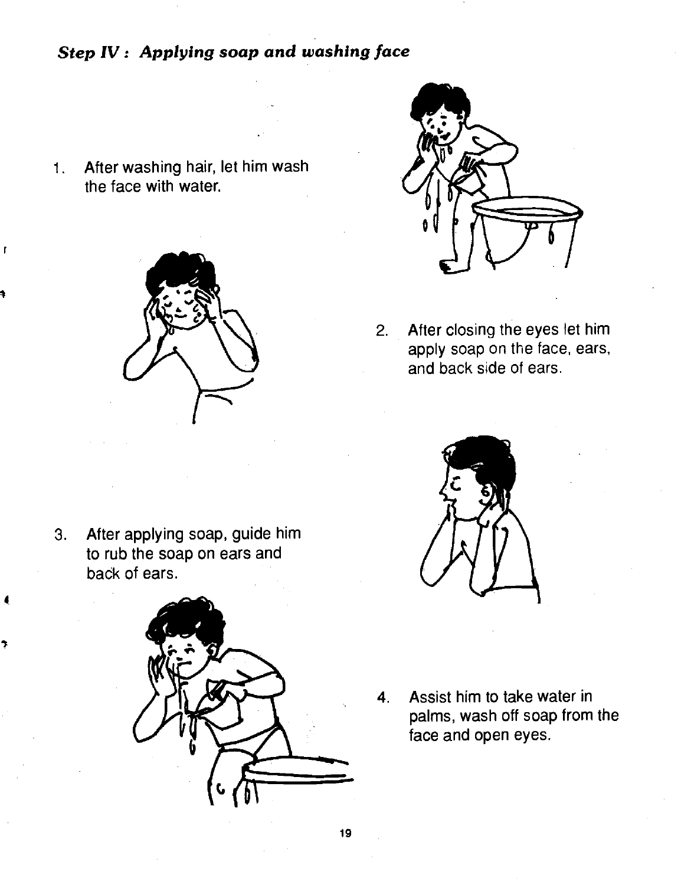### *Step IV : Applying soap and washing face*

1. After washing hair, let him wash the face with water.

2. After closing the eyes let him apply soap on the face, ears, and back side of ears.

3. After applying soap, guide him to rub the soap on ears and back of ears.

4. Assist him to take water in palms, wash off soap from the face and open eyes.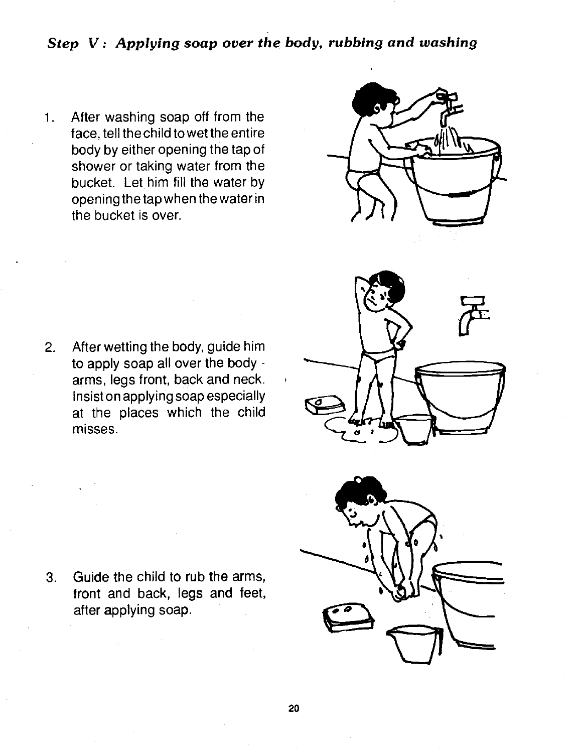### *Step V : Applying soap over the body, rubbing and washing*

1. After washing soap off from the face, tell the child to wet the entire body by either opening the tap of shower or taking water from the bucket. Let him fill the water by opening the tap when the water in the bucket is over.

2. After wetting the body, guide him to apply soap all over the body - arms, legs front, back and neck. Insist on applying soap especially at the places which the child misses.

3. Guide the child to rub the arms, front and back, legs and feet, after applying soap.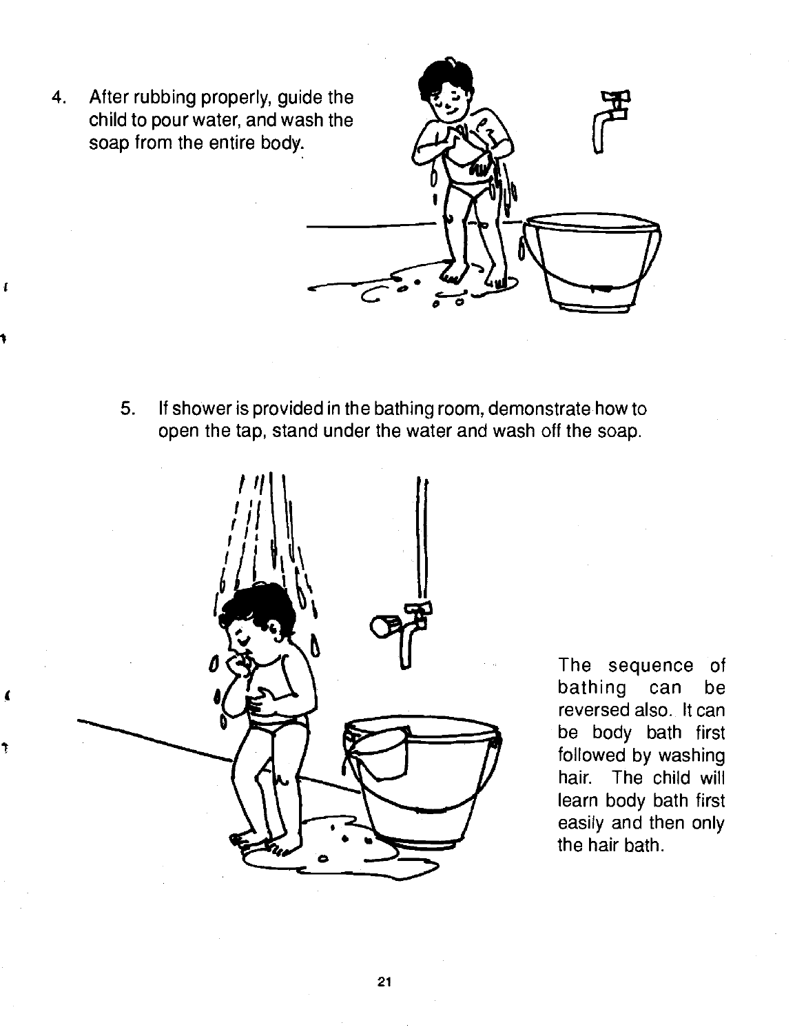4. After rubbing properly, guide the child to pour water, and wash the soap from the entire body.

5. If shower is provided in the bathing room, demonstrate how to open the tap, stand under the water and wash off the soap.

The sequence of bathing can be reversed also. It can be body bath first followed by washing hair. The child will learn body bath first easily and then only the hair bath.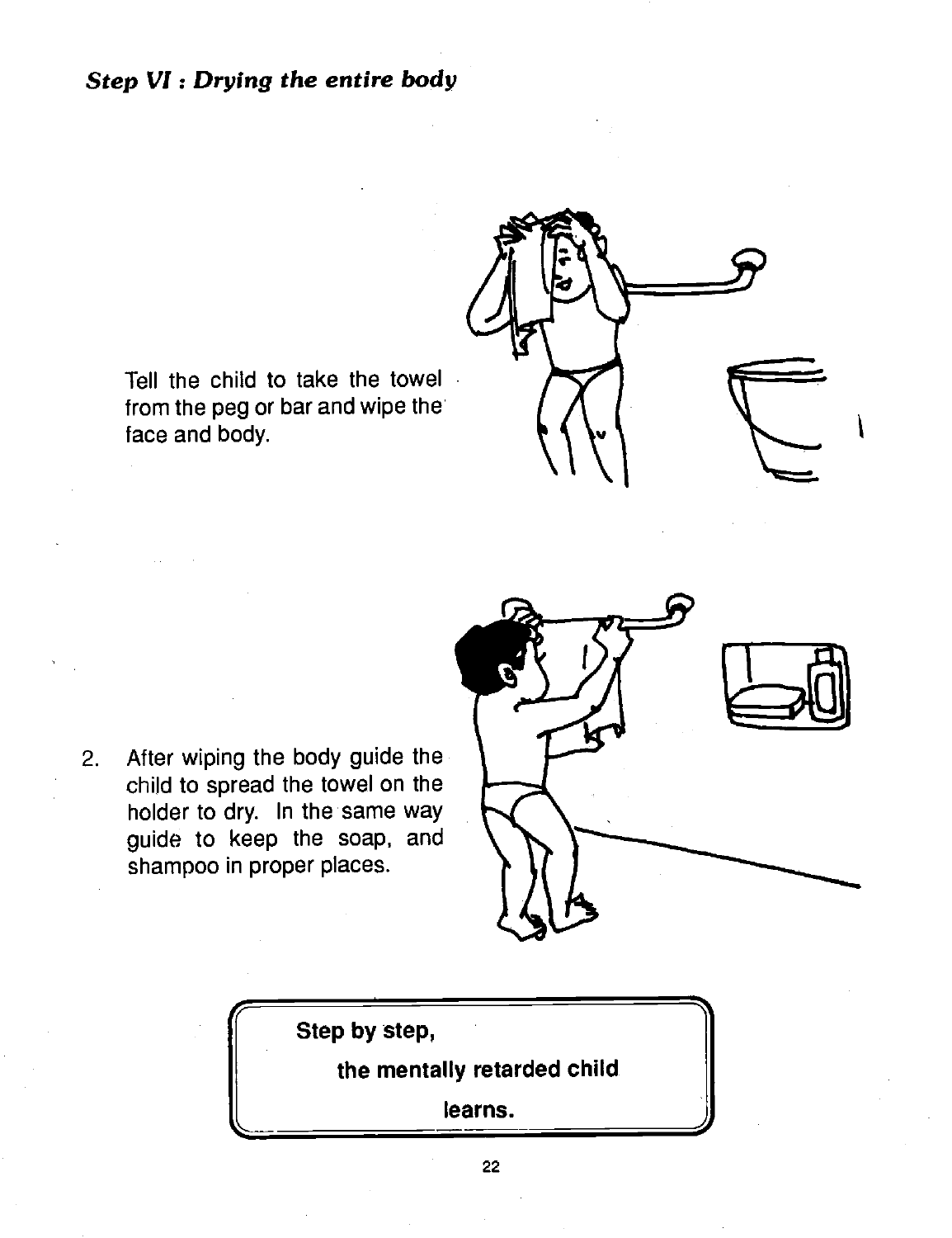*Step VI : Drying the entire body*

Tell the child to take the towel from the peg or bar and wipe the face and body.

2. After wiping the body guide the child to spread the towel on the holder to dry. In the same way guide to keep the soap, and shampoo in proper places.

**Step by step,**

**the mentally retarded child**

**learns.**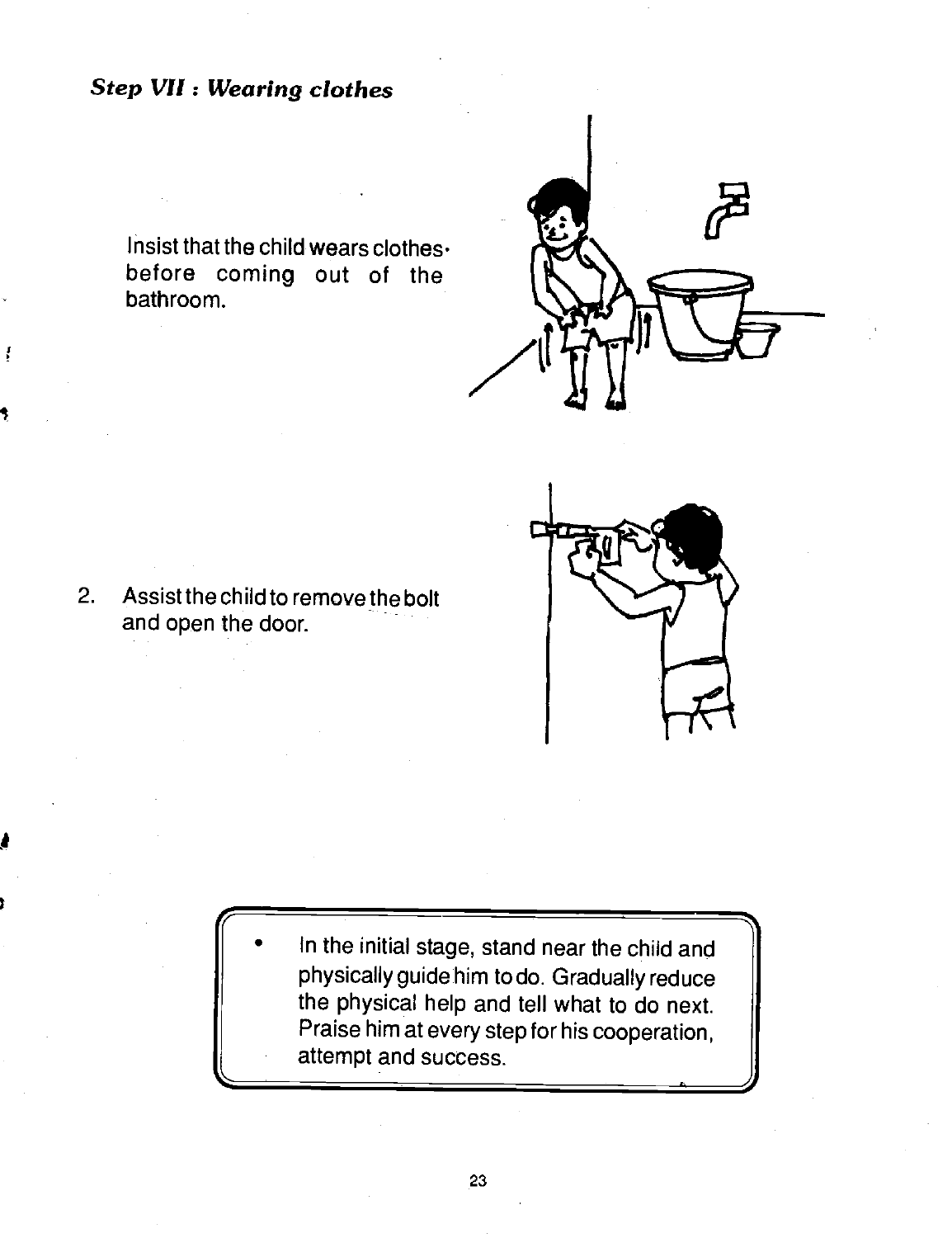***Step VII : Wearing clothes***

Insist that the child wears clothes before coming out of the bathroom.

2. Assist the child to remove the bolt and open the door.

- In the initial stage, stand near the child and physically guide him to do. Gradually reduce the physical help and tell what to do next. Praise him at every step for his cooperation, attempt and success.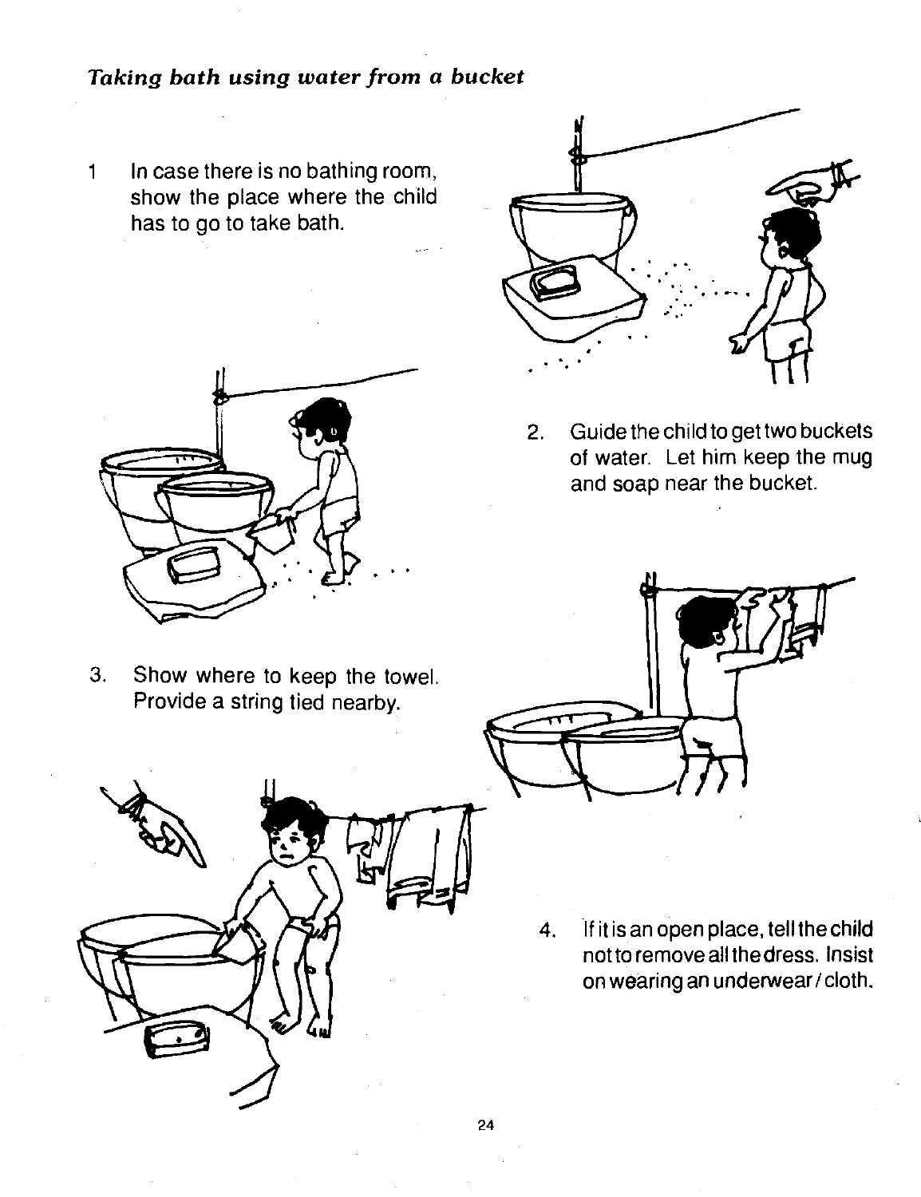*Taking bath using water from a bucket*

1. In case there is no bathing room, show the place where the child has to go to take bath.

2. Guide the child to get two buckets of water. Let him keep the mug and soap near the bucket.

3. Show where to keep the towel. Provide a string tied nearby.

4. If it is an open place, tell the child not to remove all the dress. Insist on wearing an underwear / cloth.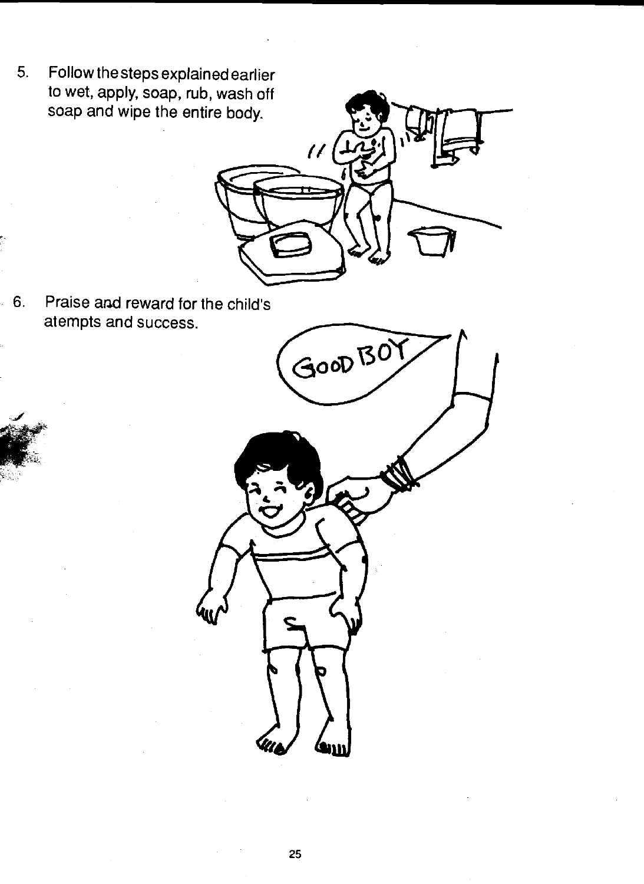5. Follow the steps explained earlier to wet, apply, soap, rub, wash off soap and wipe the entire body.

6. Praise and reward for the child's atempts and success.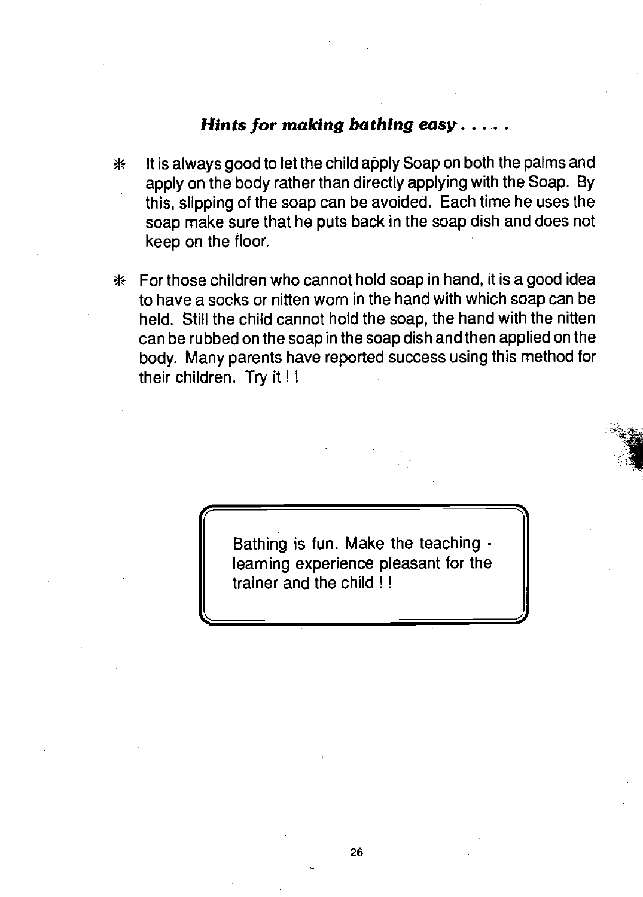### *Hints for making bathing easy . . . . .*

* It is always good to let the child apply Soap on both the palms and apply on the body rather than directly applying with the Soap. By this, slipping of the soap can be avoided. Each time he uses the soap make sure that he puts back in the soap dish and does not keep on the floor.

* For those children who cannot hold soap in hand, it is a good idea to have a socks or nitten worn in the hand with which soap can be held. Still the child cannot hold the soap, the hand with the nitten can be rubbed on the soap in the soap dish and then applied on the body. Many parents have reported success using this method for their children. Try it ! !

> Bathing is fun. Make the teaching - learning experience pleasant for the trainer and the child ! !